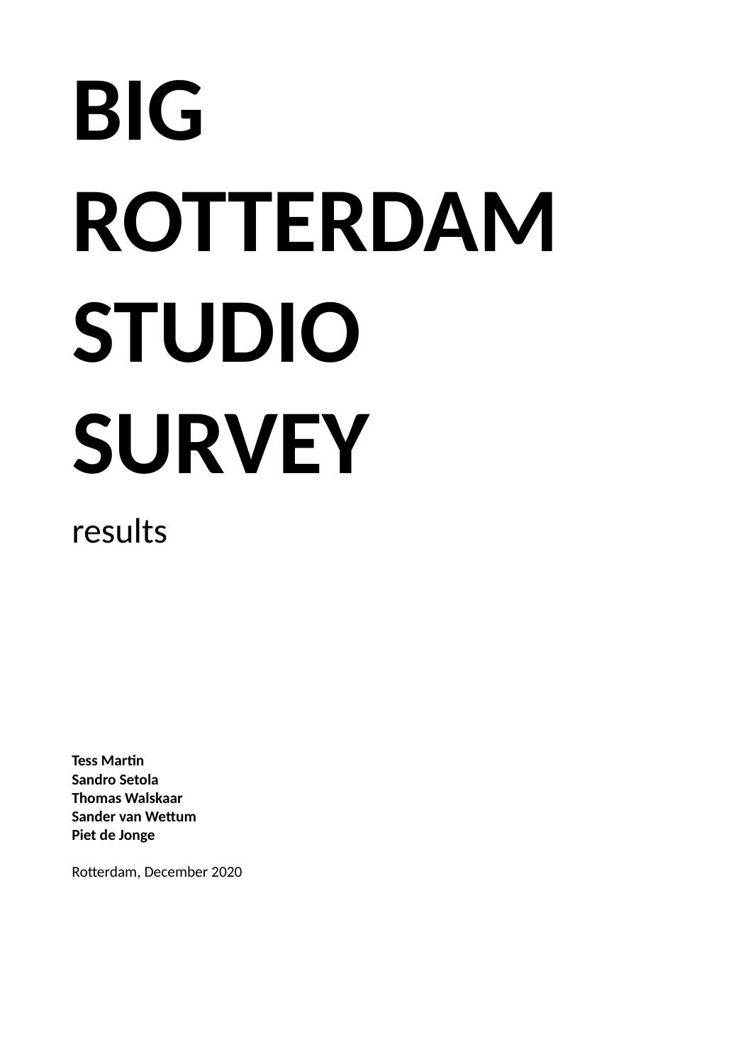# BIG ROTTERDAM STUDIO SURVEY

results

**Tess Martin**
**Sandro Setola**
**Thomas Walskaar**
**Sander van Wettum**
**Piet de Jonge**

Rotterdam, December 2020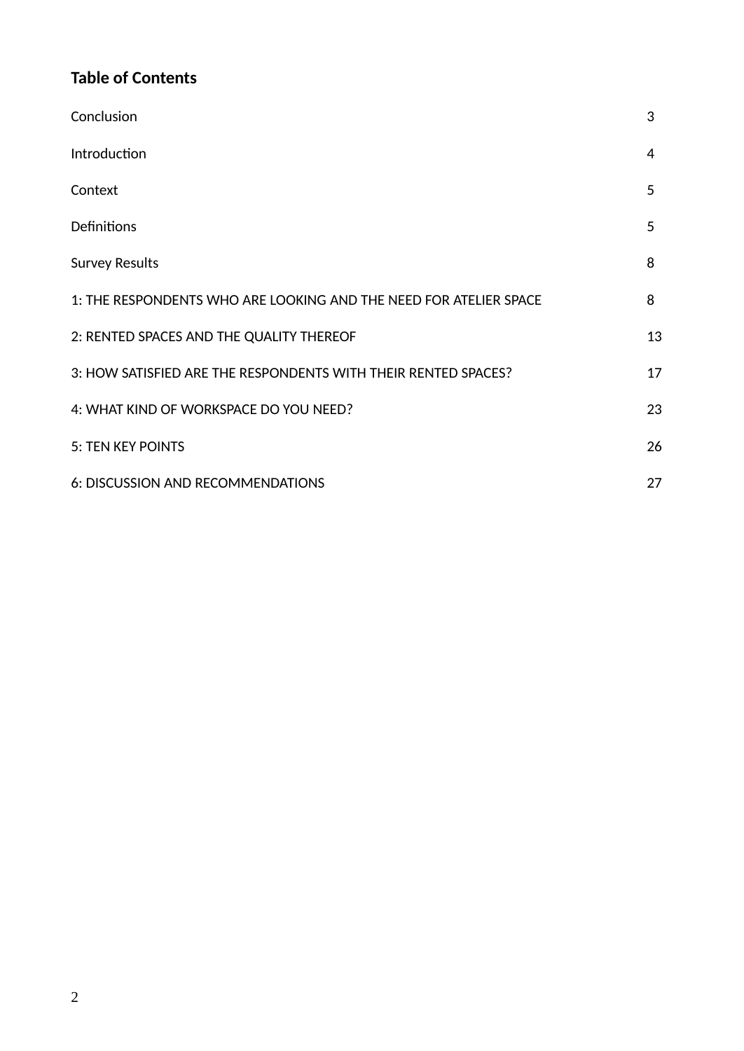**Table of Contents**

| | |
|---|---|
| Conclusion | 3 |
| Introduction | 4 |
| Context | 5 |
| Definitions | 5 |
| Survey Results | 8 |
| 1: THE RESPONDENTS WHO ARE LOOKING AND THE NEED FOR ATELIER SPACE | 8 |
| 2: RENTED SPACES AND THE QUALITY THEREOF | 13 |
| 3: HOW SATISFIED ARE THE RESPONDENTS WITH THEIR RENTED SPACES? | 17 |
| 4: WHAT KIND OF WORKSPACE DO YOU NEED? | 23 |
| 5: TEN KEY POINTS | 26 |
| 6: DISCUSSION AND RECOMMENDATIONS | 27 |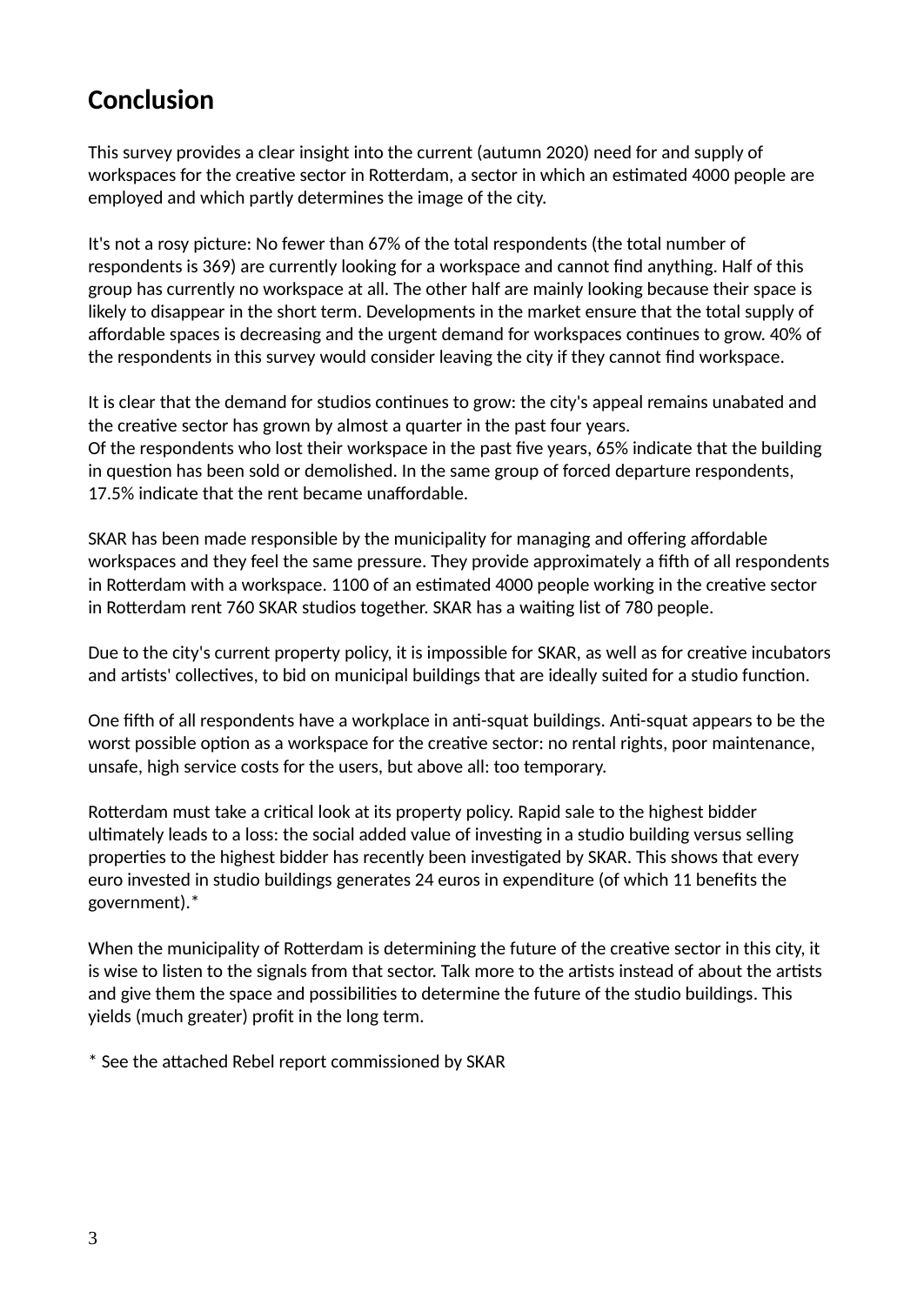## Conclusion

This survey provides a clear insight into the current (autumn 2020) need for and supply of workspaces for the creative sector in Rotterdam, a sector in which an estimated 4000 people are employed and which partly determines the image of the city.

It's not a rosy picture: No fewer than 67% of the total respondents (the total number of respondents is 369) are currently looking for a workspace and cannot find anything. Half of this group has currently no workspace at all. The other half are mainly looking because their space is likely to disappear in the short term. Developments in the market ensure that the total supply of affordable spaces is decreasing and the urgent demand for workspaces continues to grow. 40% of the respondents in this survey would consider leaving the city if they cannot find workspace.

It is clear that the demand for studios continues to grow: the city's appeal remains unabated and the creative sector has grown by almost a quarter in the past four years.
Of the respondents who lost their workspace in the past five years, 65% indicate that the building in question has been sold or demolished. In the same group of forced departure respondents, 17.5% indicate that the rent became unaffordable.

SKAR has been made responsible by the municipality for managing and offering affordable workspaces and they feel the same pressure. They provide approximately a fifth of all respondents in Rotterdam with a workspace. 1100 of an estimated 4000 people working in the creative sector in Rotterdam rent 760 SKAR studios together. SKAR has a waiting list of 780 people.

Due to the city's current property policy, it is impossible for SKAR, as well as for creative incubators and artists' collectives, to bid on municipal buildings that are ideally suited for a studio function.

One fifth of all respondents have a workplace in anti-squat buildings. Anti-squat appears to be the worst possible option as a workspace for the creative sector: no rental rights, poor maintenance, unsafe, high service costs for the users, but above all: too temporary.

Rotterdam must take a critical look at its property policy. Rapid sale to the highest bidder ultimately leads to a loss: the social added value of investing in a studio building versus selling properties to the highest bidder has recently been investigated by SKAR. This shows that every euro invested in studio buildings generates 24 euros in expenditure (of which 11 benefits the government).*

When the municipality of Rotterdam is determining the future of the creative sector in this city, it is wise to listen to the signals from that sector. Talk more to the artists instead of about the artists and give them the space and possibilities to determine the future of the studio buildings. This yields (much greater) profit in the long term.

* See the attached Rebel report commissioned by SKAR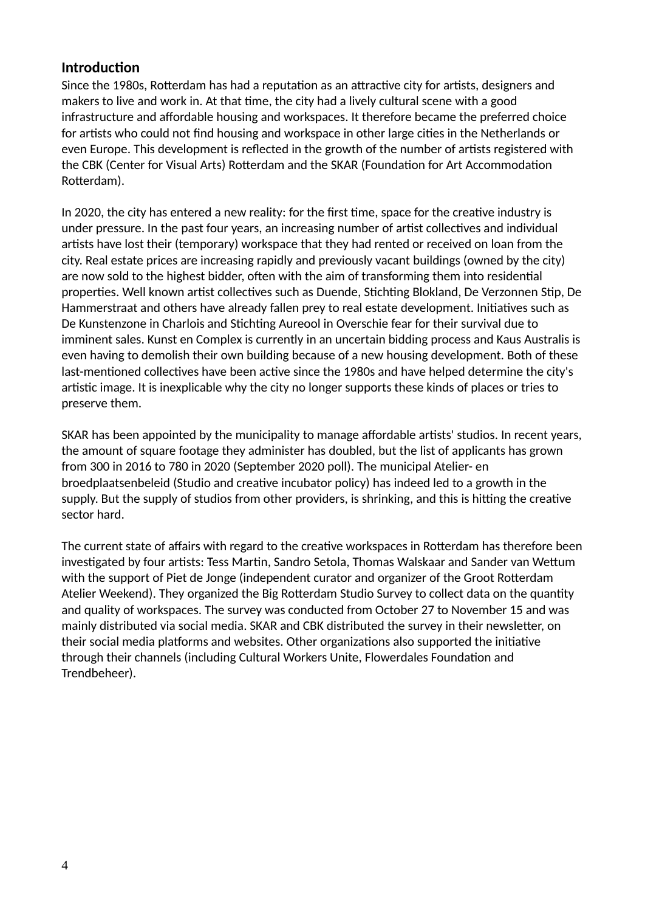## Introduction

Since the 1980s, Rotterdam has had a reputation as an attractive city for artists, designers and makers to live and work in. At that time, the city had a lively cultural scene with a good infrastructure and affordable housing and workspaces. It therefore became the preferred choice for artists who could not find housing and workspace in other large cities in the Netherlands or even Europe. This development is reflected in the growth of the number of artists registered with the CBK (Center for Visual Arts) Rotterdam and the SKAR (Foundation for Art Accommodation Rotterdam).

In 2020, the city has entered a new reality: for the first time, space for the creative industry is under pressure. In the past four years, an increasing number of artist collectives and individual artists have lost their (temporary) workspace that they had rented or received on loan from the city. Real estate prices are increasing rapidly and previously vacant buildings (owned by the city) are now sold to the highest bidder, often with the aim of transforming them into residential properties. Well known artist collectives such as Duende, Stichting Blokland, De Verzonnen Stip, De Hammerstraat and others have already fallen prey to real estate development. Initiatives such as De Kunstenzone in Charlois and Stichting Aureool in Overschie fear for their survival due to imminent sales. Kunst en Complex is currently in an uncertain bidding process and Kaus Australis is even having to demolish their own building because of a new housing development. Both of these last-mentioned collectives have been active since the 1980s and have helped determine the city's artistic image. It is inexplicable why the city no longer supports these kinds of places or tries to preserve them.

SKAR has been appointed by the municipality to manage affordable artists' studios. In recent years, the amount of square footage they administer has doubled, but the list of applicants has grown from 300 in 2016 to 780 in 2020 (September 2020 poll). The municipal Atelier- en broedplaatsenbeleid (Studio and creative incubator policy) has indeed led to a growth in the supply. But the supply of studios from other providers, is shrinking, and this is hitting the creative sector hard.

The current state of affairs with regard to the creative workspaces in Rotterdam has therefore been investigated by four artists: Tess Martin, Sandro Setola, Thomas Walskaar and Sander van Wettum with the support of Piet de Jonge (independent curator and organizer of the Groot Rotterdam Atelier Weekend). They organized the Big Rotterdam Studio Survey to collect data on the quantity and quality of workspaces. The survey was conducted from October 27 to November 15 and was mainly distributed via social media. SKAR and CBK distributed the survey in their newsletter, on their social media platforms and websites. Other organizations also supported the initiative through their channels (including Cultural Workers Unite, Flowerdales Foundation and Trendbeheer).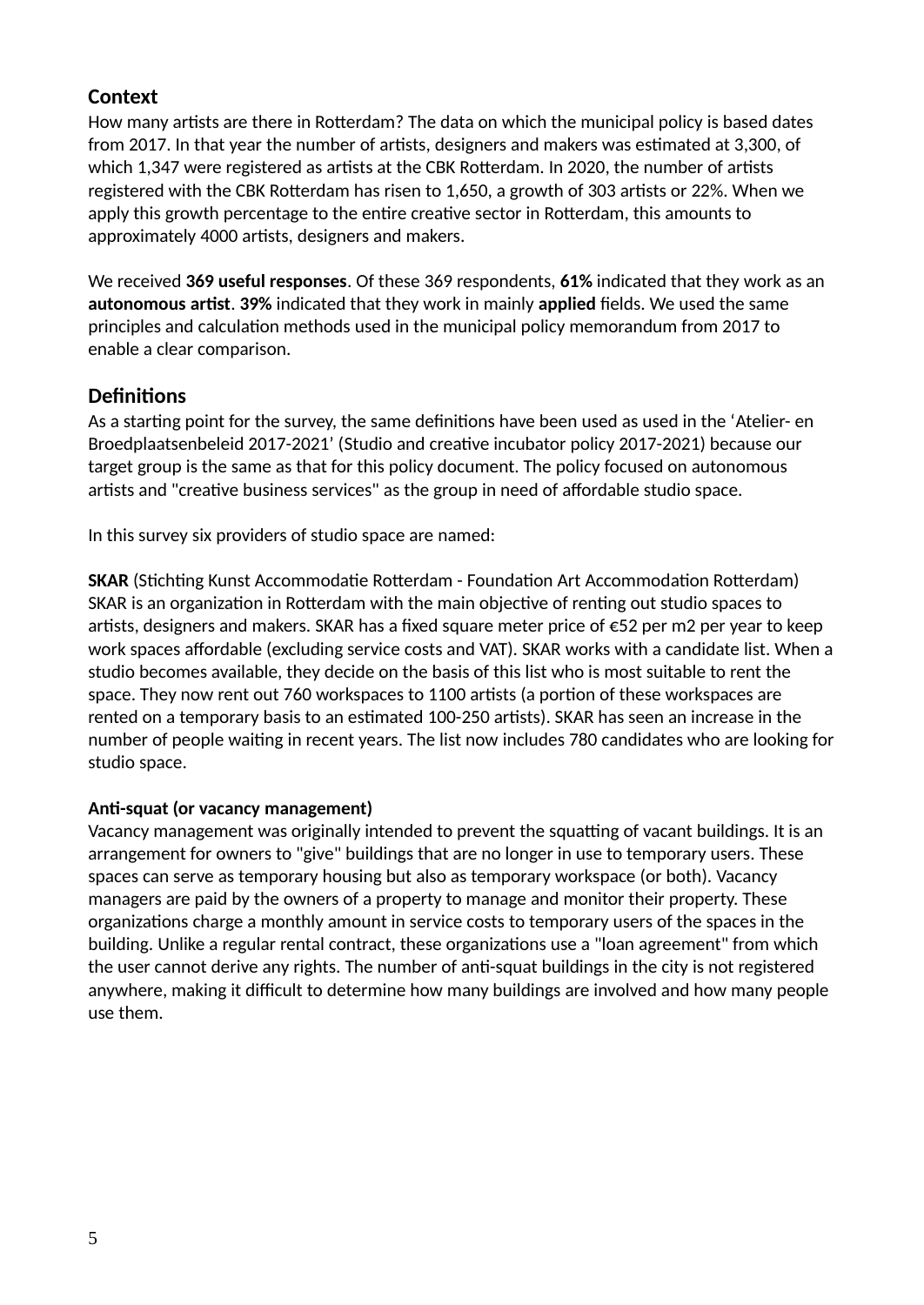## Context

How many artists are there in Rotterdam? The data on which the municipal policy is based dates from 2017. In that year the number of artists, designers and makers was estimated at 3,300, of which 1,347 were registered as artists at the CBK Rotterdam. In 2020, the number of artists registered with the CBK Rotterdam has risen to 1,650, a growth of 303 artists or 22%. When we apply this growth percentage to the entire creative sector in Rotterdam, this amounts to approximately 4000 artists, designers and makers.

We received **369 useful responses**. Of these 369 respondents, **61%** indicated that they work as an **autonomous artist**. **39%** indicated that they work in mainly **applied** fields. We used the same principles and calculation methods used in the municipal policy memorandum from 2017 to enable a clear comparison.

## Definitions

As a starting point for the survey, the same definitions have been used as used in the ‘Atelier- en Broedplaatsenbeleid 2017-2021’ (Studio and creative incubator policy 2017-2021) because our target group is the same as that for this policy document. The policy focused on autonomous artists and "creative business services" as the group in need of affordable studio space.

In this survey six providers of studio space are named:

**SKAR** (Stichting Kunst Accommodatie Rotterdam - Foundation Art Accommodation Rotterdam)
SKAR is an organization in Rotterdam with the main objective of renting out studio spaces to artists, designers and makers. SKAR has a fixed square meter price of €52 per m2 per year to keep work spaces affordable (excluding service costs and VAT). SKAR works with a candidate list. When a studio becomes available, they decide on the basis of this list who is most suitable to rent the space. They now rent out 760 workspaces to 1100 artists (a portion of these workspaces are rented on a temporary basis to an estimated 100-250 artists). SKAR has seen an increase in the number of people waiting in recent years. The list now includes 780 candidates who are looking for studio space.

**Anti-squat (or vacancy management)**
Vacancy management was originally intended to prevent the squatting of vacant buildings. It is an arrangement for owners to "give" buildings that are no longer in use to temporary users. These spaces can serve as temporary housing but also as temporary workspace (or both). Vacancy managers are paid by the owners of a property to manage and monitor their property. These organizations charge a monthly amount in service costs to temporary users of the spaces in the building. Unlike a regular rental contract, these organizations use a "loan agreement" from which the user cannot derive any rights. The number of anti-squat buildings in the city is not registered anywhere, making it difficult to determine how many buildings are involved and how many people use them.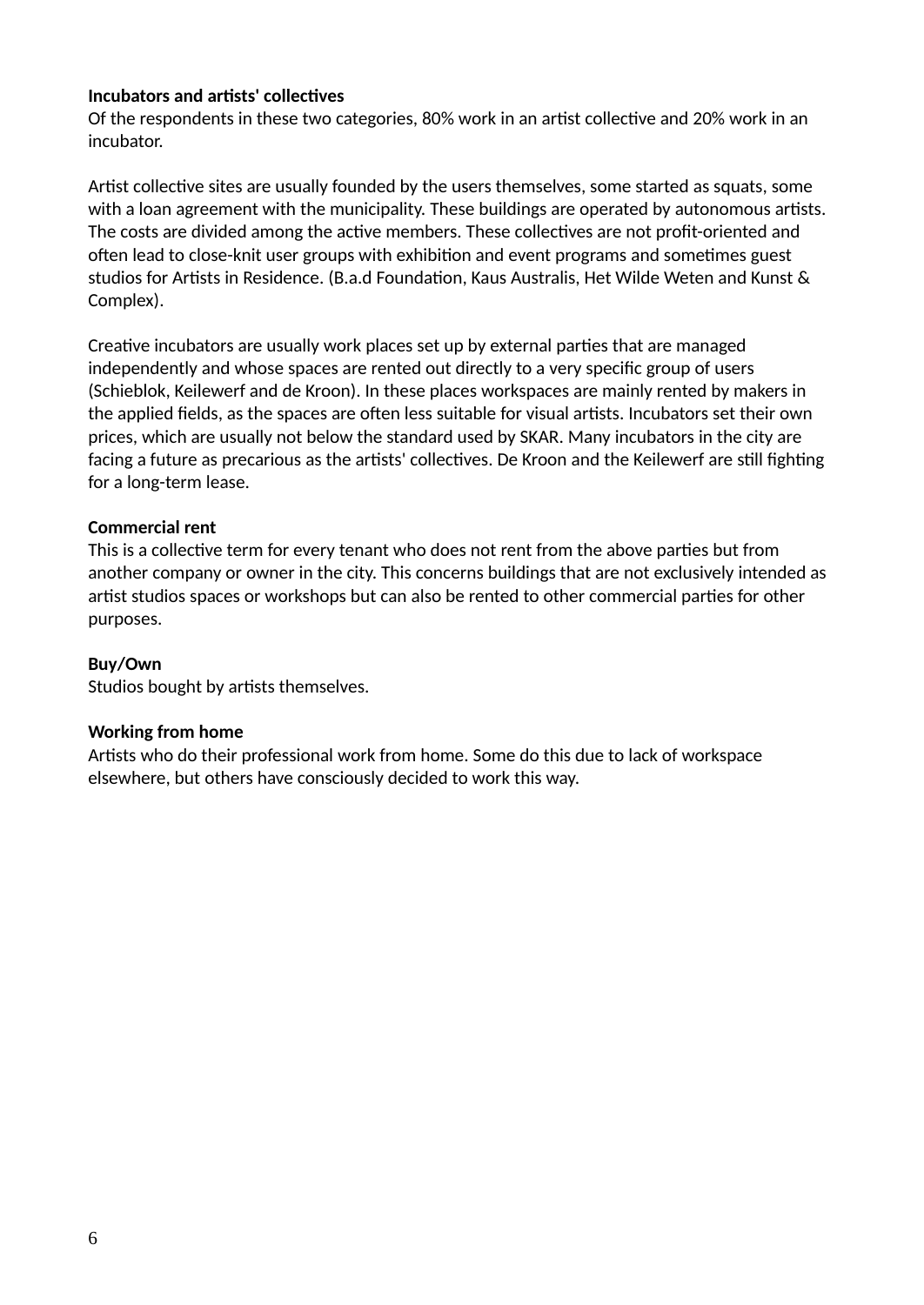**Incubators and artists' collectives**

Of the respondents in these two categories, 80% work in an artist collective and 20% work in an incubator.

Artist collective sites are usually founded by the users themselves, some started as squats, some with a loan agreement with the municipality. These buildings are operated by autonomous artists. The costs are divided among the active members. These collectives are not profit-oriented and often lead to close-knit user groups with exhibition and event programs and sometimes guest studios for Artists in Residence. (B.a.d Foundation, Kaus Australis, Het Wilde Weten and Kunst & Complex).

Creative incubators are usually work places set up by external parties that are managed independently and whose spaces are rented out directly to a very specific group of users (Schieblok, Keilewerf and de Kroon). In these places workspaces are mainly rented by makers in the applied fields, as the spaces are often less suitable for visual artists. Incubators set their own prices, which are usually not below the standard used by SKAR. Many incubators in the city are facing a future as precarious as the artists' collectives. De Kroon and the Keilewerf are still fighting for a long-term lease.

**Commercial rent**

This is a collective term for every tenant who does not rent from the above parties but from another company or owner in the city. This concerns buildings that are not exclusively intended as artist studios spaces or workshops but can also be rented to other commercial parties for other purposes.

**Buy/Own**

Studios bought by artists themselves.

**Working from home**

Artists who do their professional work from home. Some do this due to lack of workspace elsewhere, but others have consciously decided to work this way.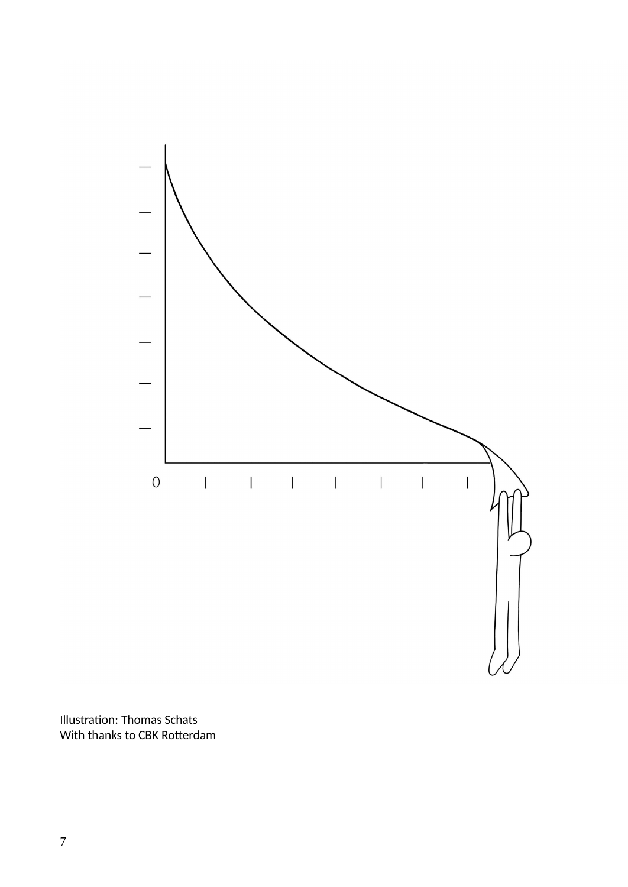Illustration: Thomas Schats
With thanks to CBK Rotterdam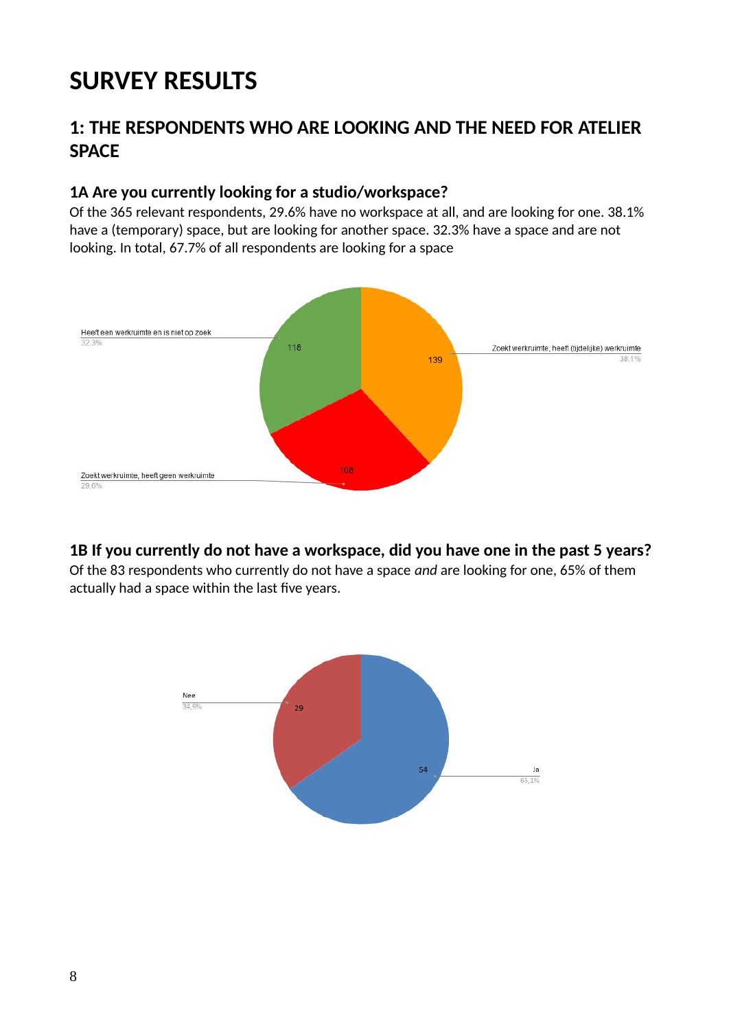# SURVEY RESULTS

## 1: THE RESPONDENTS WHO ARE LOOKING AND THE NEED FOR ATELIER SPACE

### 1A Are you currently looking for a studio/workspace?

Of the 365 relevant respondents, 29.6% have no workspace at all, and are looking for one. 38.1% have a (temporary) space, but are looking for another space. 32.3% have a space and are not looking. In total, 67.7% of all respondents are looking for a space

Heeft een werkruimte en is niet op zoek
32,3%

118

139

Zoekt werkruimte, heeft (tijdelijke) werkruimte
38,1%

108

Zoekt werkruimte, heeft geen werkruimte
29,6%

### 1B If you currently do not have a workspace, did you have one in the past 5 years?

Of the 83 respondents who currently do not have a space *and* are looking for one, 65% of them actually had a space within the last five years.

Nee
34,9%

29

54

Ja
65,1%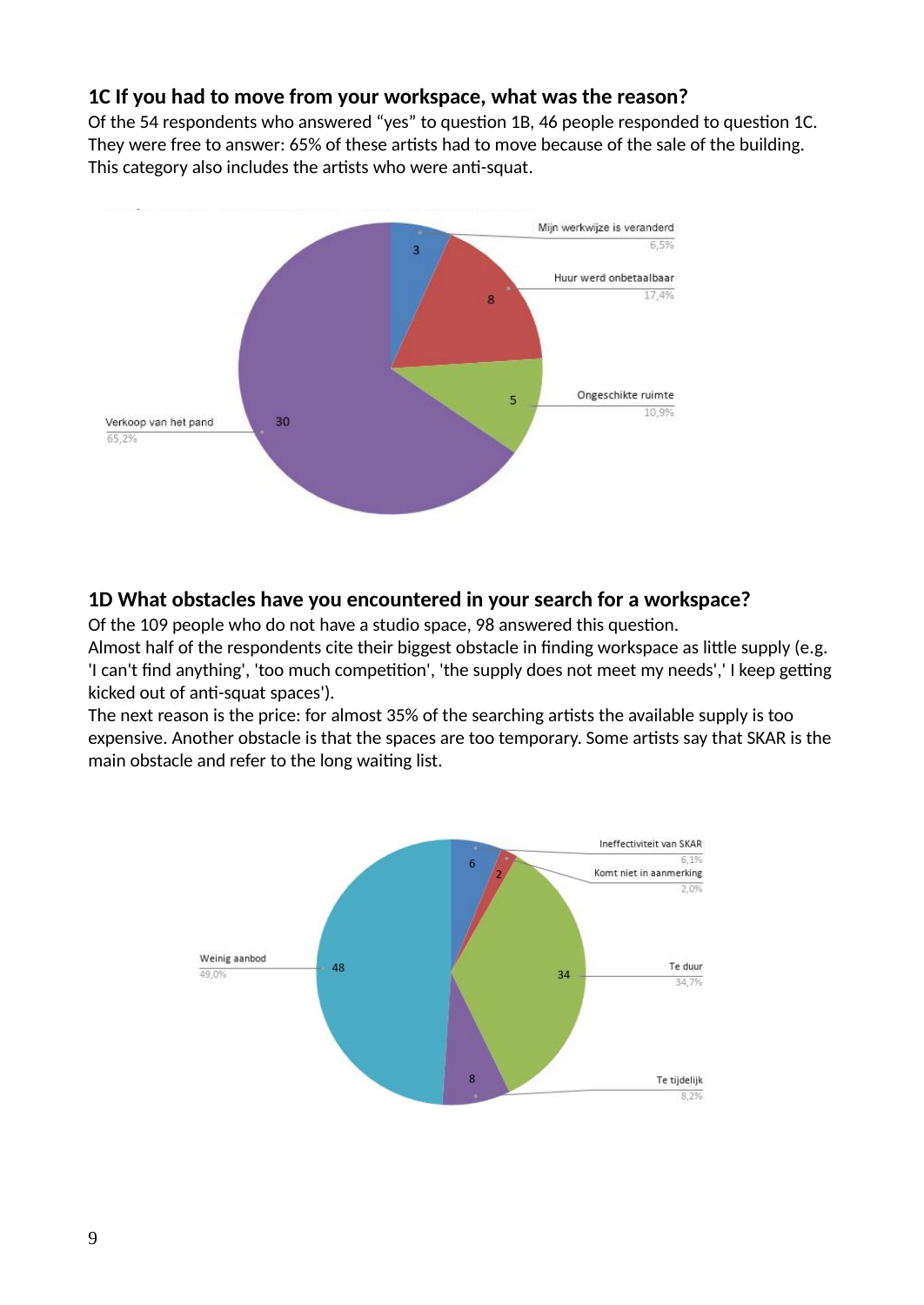### 1C If you had to move from your workspace, what was the reason?

Of the 54 respondents who answered “yes” to question 1B, 46 people responded to question 1C. They were free to answer: 65% of these artists had to move because of the sale of the building. This category also includes the artists who were anti-squat.

Mijn werkwijze is veranderd 6,5%
Huur werd onbetaalbaar 17,4%
Ongeschikte ruimte 10,9%
Verkoop van het pand 65,2%

3, 8, 5, 30

### 1D What obstacles have you encountered in your search for a workspace?

Of the 109 people who do not have a studio space, 98 answered this question.
Almost half of the respondents cite their biggest obstacle in finding workspace as little supply (e.g. 'I can't find anything', 'too much competition', 'the supply does not meet my needs',' I keep getting kicked out of anti-squat spaces').
The next reason is the price: for almost 35% of the searching artists the available supply is too expensive. Another obstacle is that the spaces are too temporary. Some artists say that SKAR is the main obstacle and refer to the long waiting list.

Ineffectiviteit van SKAR 6,1%
Komt niet in aanmerking 2,0%
Te duur 34,7%
Te tijdelijk 8,2%
Weinig aanbod 49,0%

6, 2, 34, 8, 48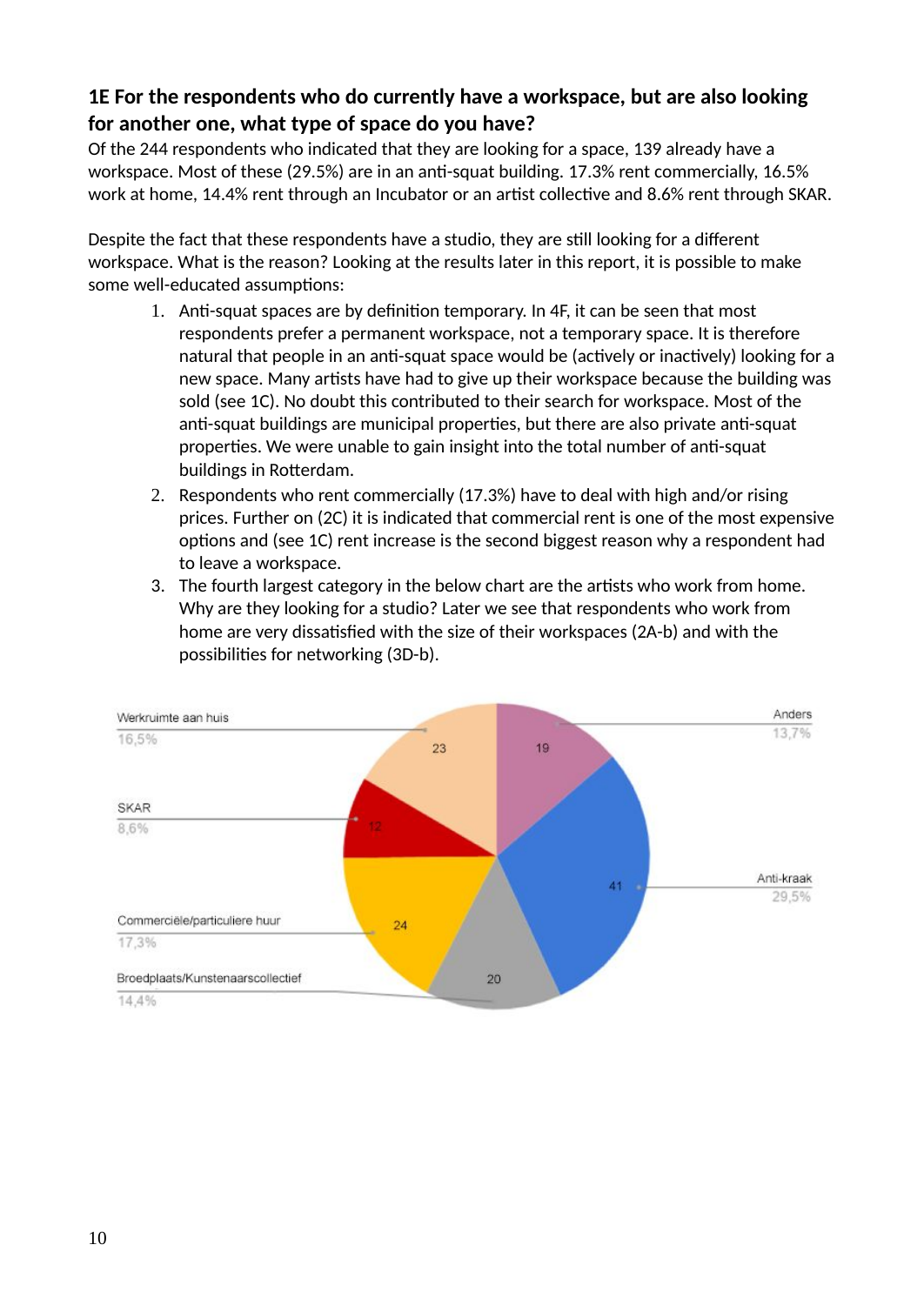**1E For the respondents who do currently have a workspace, but are also looking for another one, what type of space do you have?**

Of the 244 respondents who indicated that they are looking for a space, 139 already have a workspace. Most of these (29.5%) are in an anti-squat building. 17.3% rent commercially, 16.5% work at home, 14.4% rent through an Incubator or an artist collective and 8.6% rent through SKAR.

Despite the fact that these respondents have a studio, they are still looking for a different workspace. What is the reason? Looking at the results later in this report, it is possible to make some well-educated assumptions:

1. Anti-squat spaces are by definition temporary. In 4F, it can be seen that most respondents prefer a permanent workspace, not a temporary space. It is therefore natural that people in an anti-squat space would be (actively or inactively) looking for a new space. Many artists have had to give up their workspace because the building was sold (see 1C). No doubt this contributed to their search for workspace. Most of the anti-squat buildings are municipal properties, but there are also private anti-squat properties. We were unable to gain insight into the total number of anti-squat buildings in Rotterdam.
2. Respondents who rent commercially (17.3%) have to deal with high and/or rising prices. Further on (2C) it is indicated that commercial rent is one of the most expensive options and (see 1C) rent increase is the second biggest reason why a respondent had to leave a workspace.
3. The fourth largest category in the below chart are the artists who work from home. Why are they looking for a studio? Later we see that respondents who work from home are very dissatisfied with the size of their workspaces (2A-b) and with the possibilities for networking (3D-b).

| Category | Count | Percentage |
|---|---|---|
| Anti-kraak | 41 | 29,5% |
| Commerciële/particuliere huur | 24 | 17,3% |
| Werkruimte aan huis | 23 | 16,5% |
| Broedplaats/Kunstenaarscollectief | 20 | 14,4% |
| Anders | 19 | 13,7% |
| SKAR | 12 | 8,6% |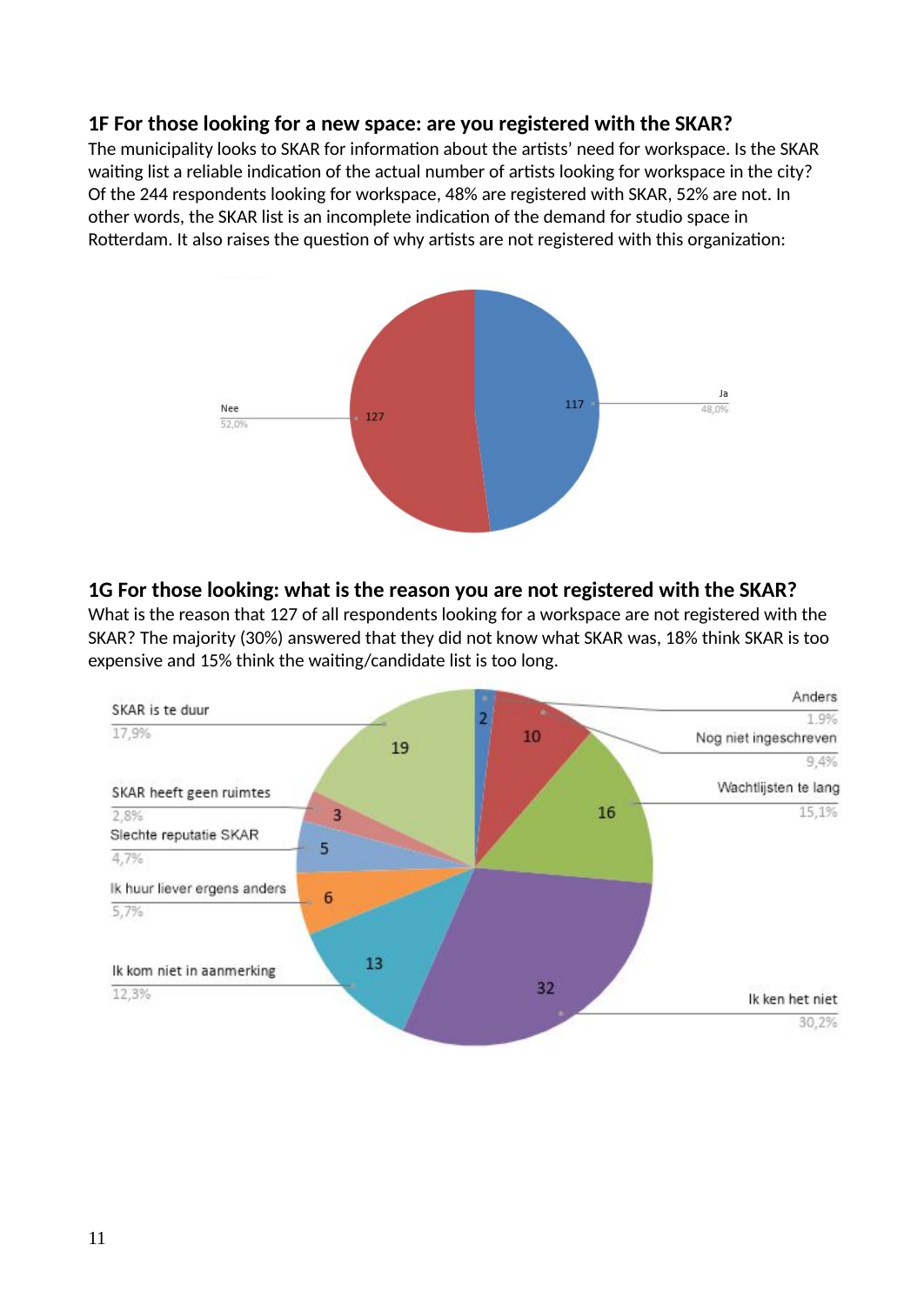### 1F For those looking for a new space: are you registered with the SKAR?

The municipality looks to SKAR for information about the artists' need for workspace. Is the SKAR waiting list a reliable indication of the actual number of artists looking for workspace in the city? Of the 244 respondents looking for workspace, 48% are registered with SKAR, 52% are not. In other words, the SKAR list is an incomplete indication of the demand for studio space in Rotterdam. It also raises the question of why artists are not registered with this organization:

Nee 52,0% — 127
Ja 48,0% — 117

### 1G For those looking: what is the reason you are not registered with the SKAR?

What is the reason that 127 of all respondents looking for a workspace are not registered with the SKAR? The majority (30%) answered that they did not know what SKAR was, 18% think SKAR is too expensive and 15% think the waiting/candidate list is too long.

| Reason | Count | Percentage |
|---|---|---|
| Anders | 2 | 1,9% |
| Nog niet ingeschreven | 10 | 9,4% |
| Wachtlijsten te lang | 16 | 15,1% |
| Ik ken het niet | 32 | 30,2% |
| Ik kom niet in aanmerking | 13 | 12,3% |
| Ik huur liever ergens anders | 6 | 5,7% |
| Slechte reputatie SKAR | 5 | 4,7% |
| SKAR heeft geen ruimtes | 3 | 2,8% |
| SKAR is te duur | 19 | 17,9% |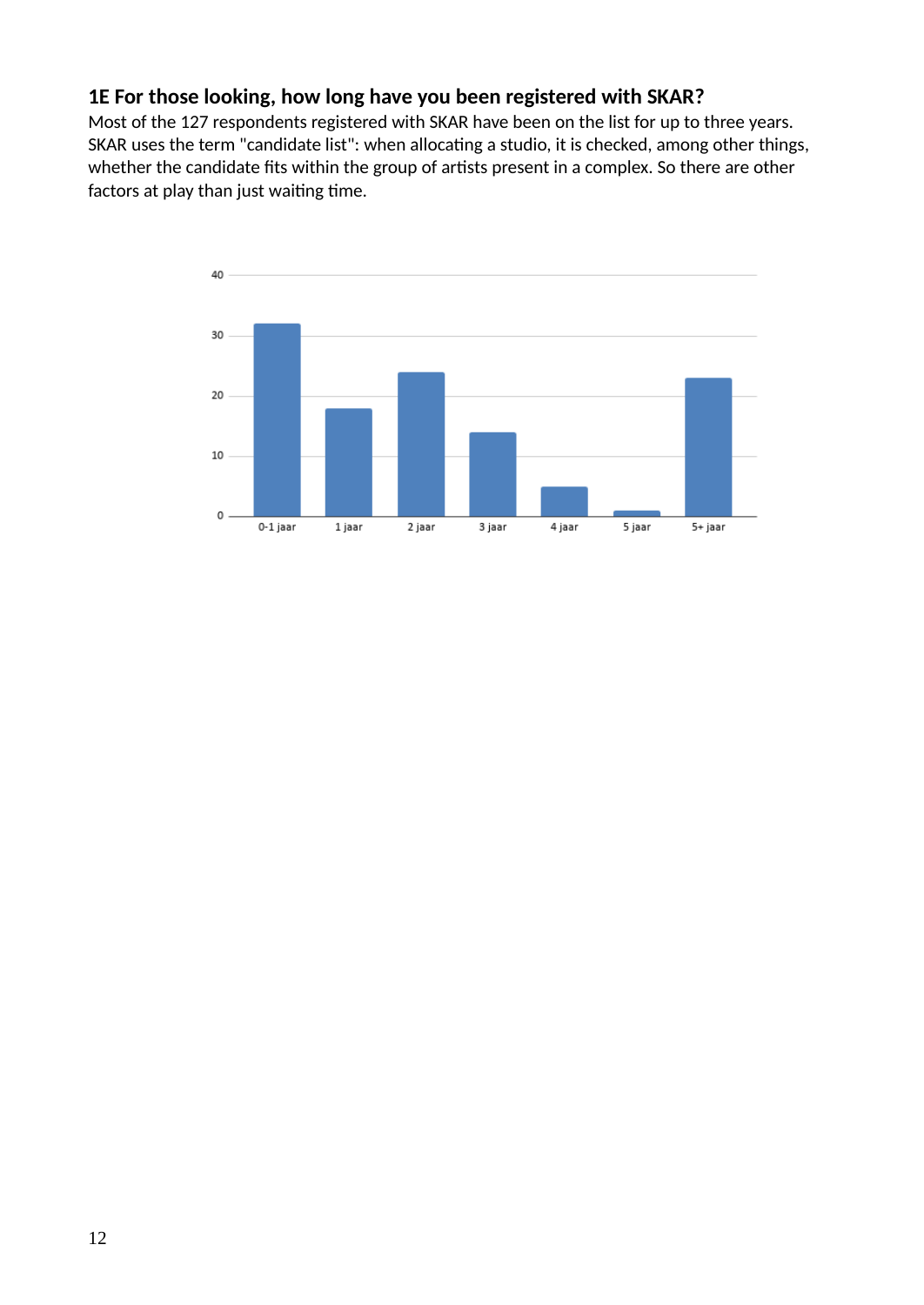### 1E For those looking, how long have you been registered with SKAR?

Most of the 127 respondents registered with SKAR have been on the list for up to three years. SKAR uses the term "candidate list": when allocating a studio, it is checked, among other things, whether the candidate fits within the group of artists present in a complex. So there are other factors at play than just waiting time.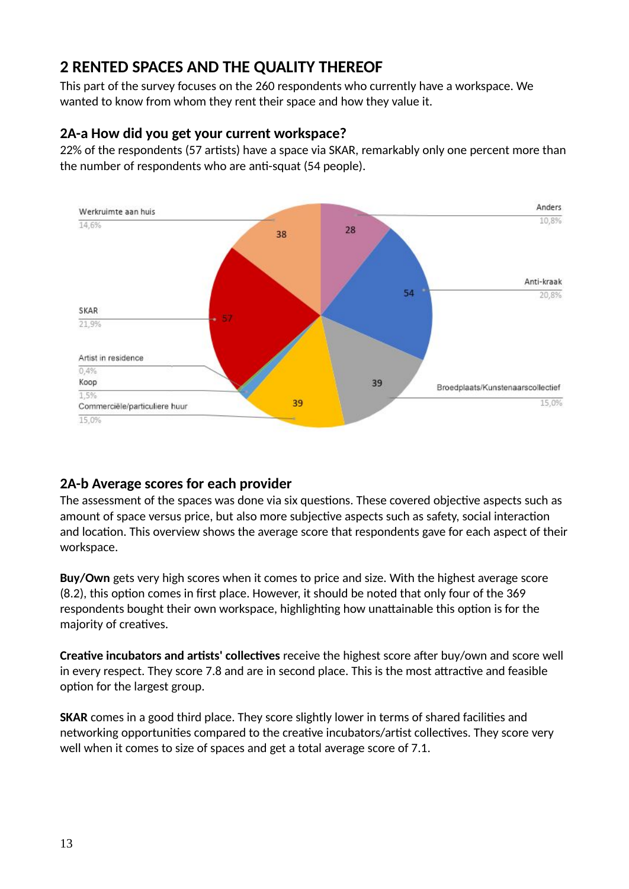## 2 RENTED SPACES AND THE QUALITY THEREOF

This part of the survey focuses on the 260 respondents who currently have a workspace. We wanted to know from whom they rent their space and how they value it.

### 2A-a How did you get your current workspace?

22% of the respondents (57 artists) have a space via SKAR, remarkably only one percent more than the number of respondents who are anti-squat (54 people).

| Category | Count | Percentage |
| --- | --- | --- |
| Werkruimte aan huis | 38 | 14,6% |
| Anders | 28 | 10,8% |
| Anti-kraak | 54 | 20,8% |
| SKAR | 57 | 21,9% |
| Artist in residence |  | 0,4% |
| Koop |  | 1,5% |
| Commerciële/particuliere huur | 39 | 15,0% |
| Broedplaats/Kunstenaarscollectief | 39 | 15,0% |

### 2A-b Average scores for each provider

The assessment of the spaces was done via six questions. These covered objective aspects such as amount of space versus price, but also more subjective aspects such as safety, social interaction and location. This overview shows the average score that respondents gave for each aspect of their workspace.

**Buy/Own** gets very high scores when it comes to price and size. With the highest average score (8.2), this option comes in first place. However, it should be noted that only four of the 369 respondents bought their own workspace, highlighting how unattainable this option is for the majority of creatives.

**Creative incubators and artists' collectives** receive the highest score after buy/own and score well in every respect. They score 7.8 and are in second place. This is the most attractive and feasible option for the largest group.

**SKAR** comes in a good third place. They score slightly lower in terms of shared facilities and networking opportunities compared to the creative incubators/artist collectives. They score very well when it comes to size of spaces and get a total average score of 7.1.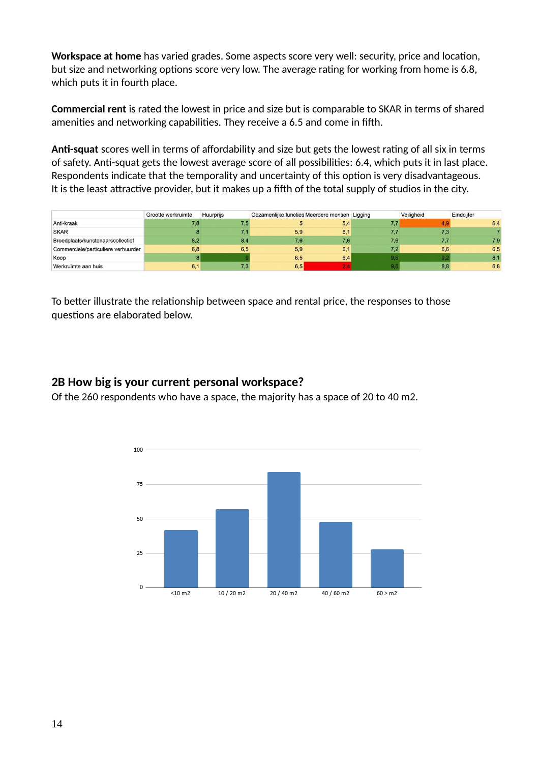**Workspace at home** has varied grades. Some aspects score very well: security, price and location, but size and networking options score very low. The average rating for working from home is 6.8, which puts it in fourth place.

**Commercial rent** is rated the lowest in price and size but is comparable to SKAR in terms of shared amenities and networking capabilities. They receive a 6.5 and come in fifth.

**Anti-squat** scores well in terms of affordability and size but gets the lowest rating of all six in terms of safety. Anti-squat gets the lowest average score of all possibilities: 6.4, which puts it in last place. Respondents indicate that the temporality and uncertainty of this option is very disadvantageous. It is the least attractive provider, but it makes up a fifth of the total supply of studios in the city.

| | Grootte werkruimte | Huurprijs | Gezamenlijke functies | Meerdere mensen | Ligging | Veiligheid | Eindcijfer |
|---|---|---|---|---|---|---|---|
| Anti-kraak | 7,8 | 7,5 | 5 | 5,4 | 7,7 | 4,9 | 6,4 |
| SKAR | 8 | 7,1 | 5,9 | 6,1 | 7,7 | 7,3 | 7 |
| Broedplaats/kunstenaarscollectief | 8,2 | 8,4 | 7,6 | 7,6 | 7,6 | 7,7 | 7,9 |
| Commerciele/particuliere verhuurder | 6,8 | 6,5 | 5,9 | 6,1 | 7,2 | 6,6 | 6,5 |
| Koop | 8 | 9 | 6,5 | 6,4 | 9,6 | 9,2 | 8,1 |
| Werkruimte aan huis | 6,1 | 7,3 | 6,5 | 2,4 | 9,6 | 8,8 | 6,8 |

To better illustrate the relationship between space and rental price, the responses to those questions are elaborated below.

## 2B How big is your current personal workspace?

Of the 260 respondents who have a space, the majority has a space of 20 to 40 m2.

| Size | Respondents (approx.) |
|---|---|
| <10 m2 | 42 |
| 10 / 20 m2 | 57 |
| 20 / 40 m2 | 84 |
| 40 / 60 m2 | 48 |
| 60 > m2 | 28 |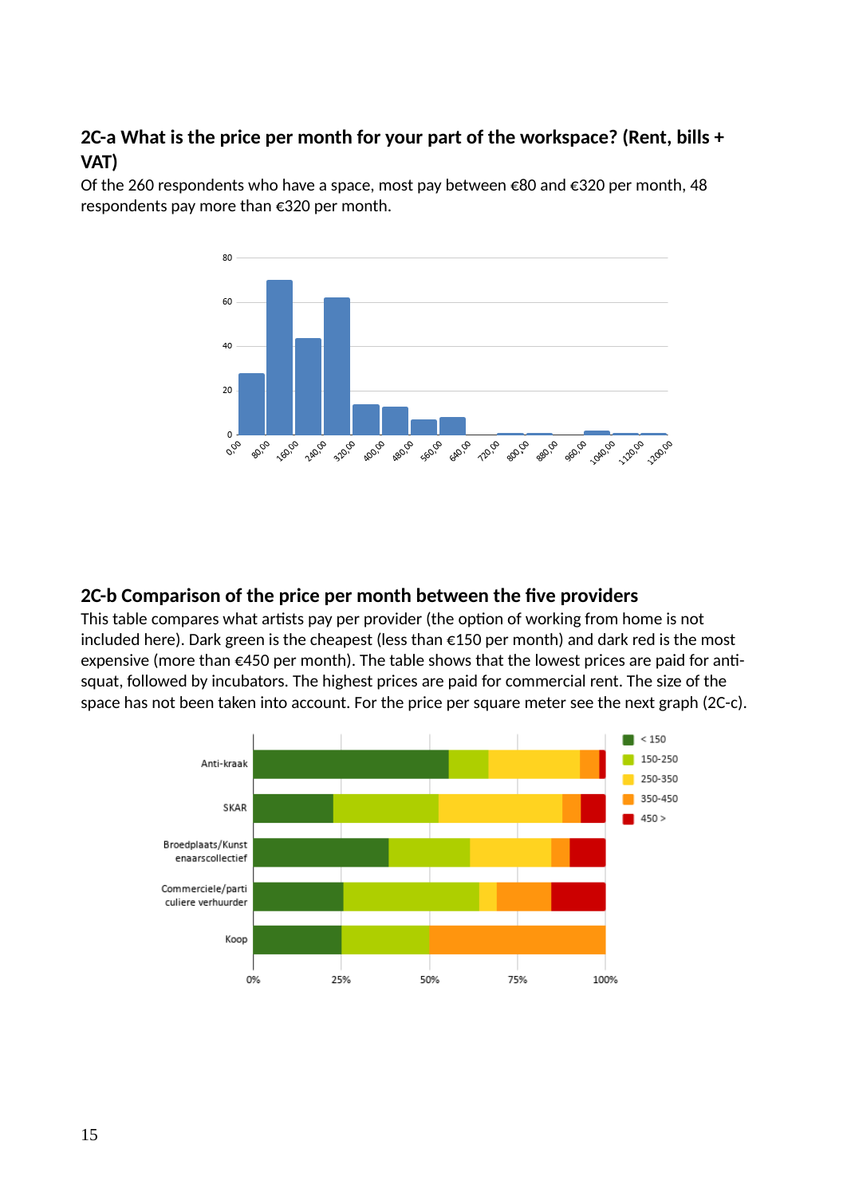### 2C-a What is the price per month for your part of the workspace? (Rent, bills + VAT)

Of the 260 respondents who have a space, most pay between €80 and €320 per month, 48 respondents pay more than €320 per month.

### 2C-b Comparison of the price per month between the five providers

This table compares what artists pay per provider (the option of working from home is not included here). Dark green is the cheapest (less than €150 per month) and dark red is the most expensive (more than €450 per month). The table shows that the lowest prices are paid for anti-squat, followed by incubators. The highest prices are paid for commercial rent. The size of the space has not been taken into account. For the price per square meter see the next graph (2C-c).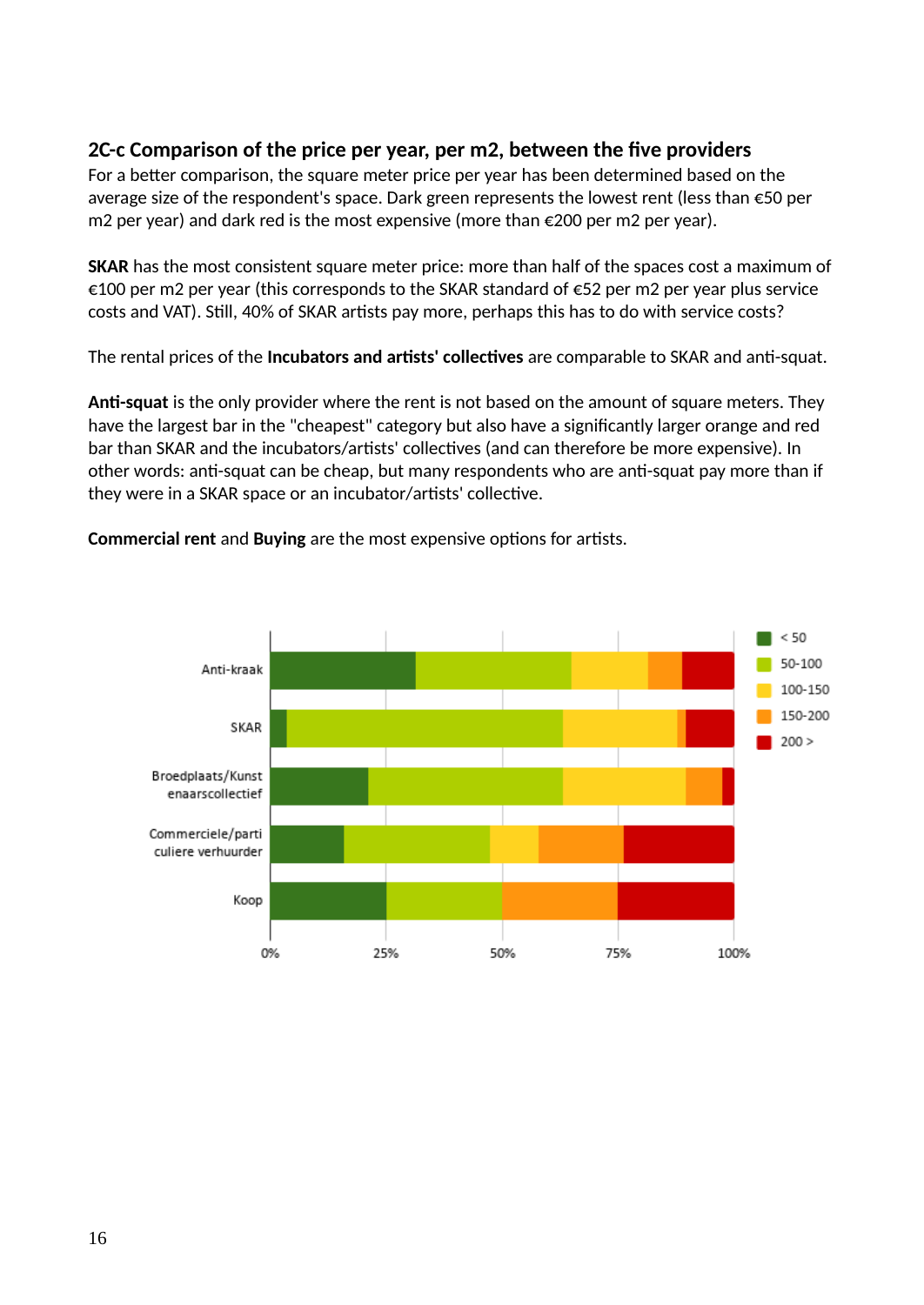## 2C-c Comparison of the price per year, per m2, between the five providers

For a better comparison, the square meter price per year has been determined based on the average size of the respondent's space. Dark green represents the lowest rent (less than €50 per m2 per year) and dark red is the most expensive (more than €200 per m2 per year).

**SKAR** has the most consistent square meter price: more than half of the spaces cost a maximum of €100 per m2 per year (this corresponds to the SKAR standard of €52 per m2 per year plus service costs and VAT). Still, 40% of SKAR artists pay more, perhaps this has to do with service costs?

The rental prices of the **Incubators and artists' collectives** are comparable to SKAR and anti-squat.

**Anti-squat** is the only provider where the rent is not based on the amount of square meters. They have the largest bar in the "cheapest" category but also have a significantly larger orange and red bar than SKAR and the incubators/artists' collectives (and can therefore be more expensive). In other words: anti-squat can be cheap, but many respondents who are anti-squat pay more than if they were in a SKAR space or an incubator/artists' collective.

**Commercial rent** and **Buying** are the most expensive options for artists.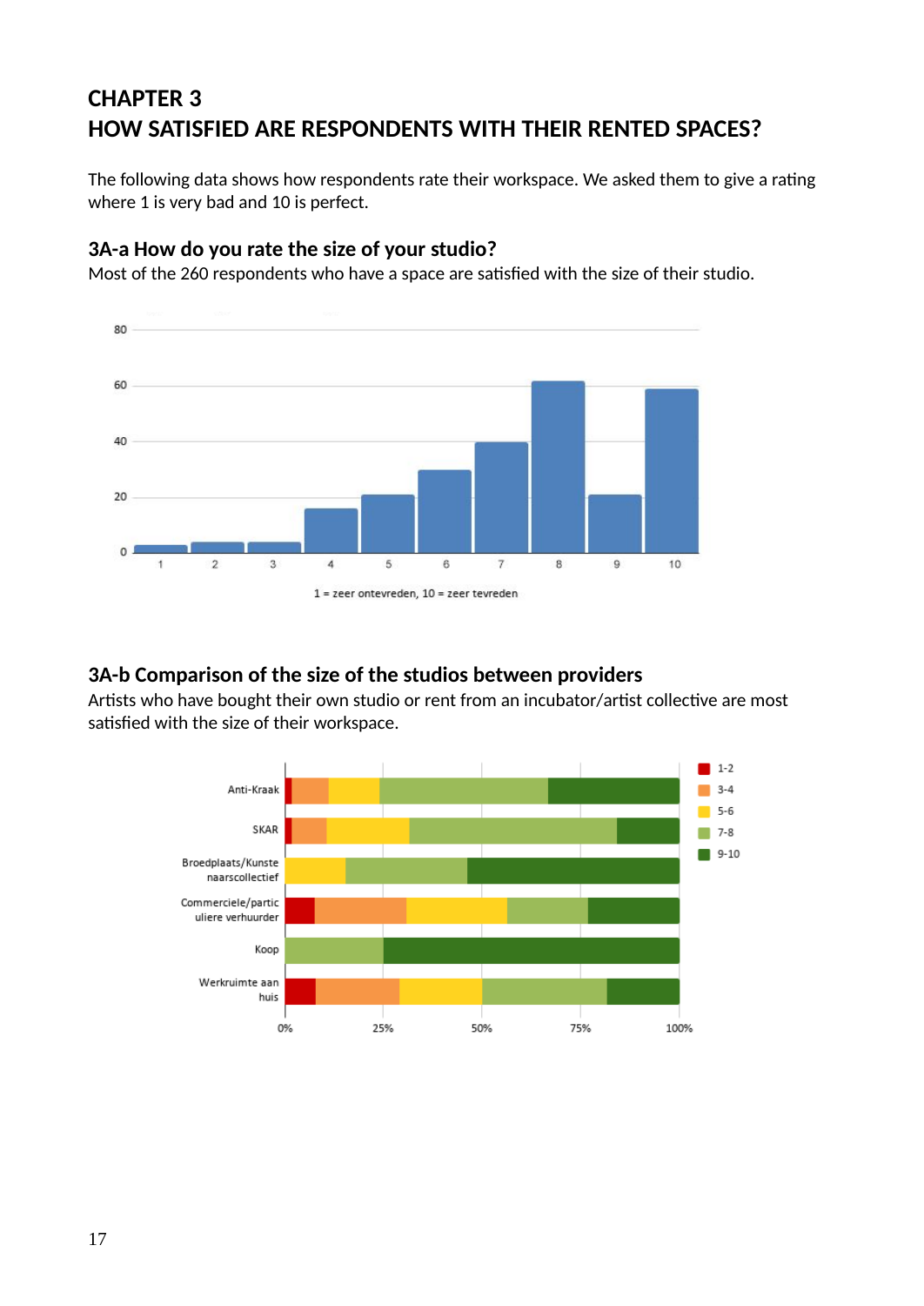# CHAPTER 3
# HOW SATISFIED ARE RESPONDENTS WITH THEIR RENTED SPACES?

The following data shows how respondents rate their workspace. We asked them to give a rating where 1 is very bad and 10 is perfect.

### 3A-a How do you rate the size of your studio?

Most of the 260 respondents who have a space are satisfied with the size of their studio.

1 = zeer ontevreden, 10 = zeer tevreden

### 3A-b Comparison of the size of the studios between providers

Artists who have bought their own studio or rent from an incubator/artist collective are most satisfied with the size of their workspace.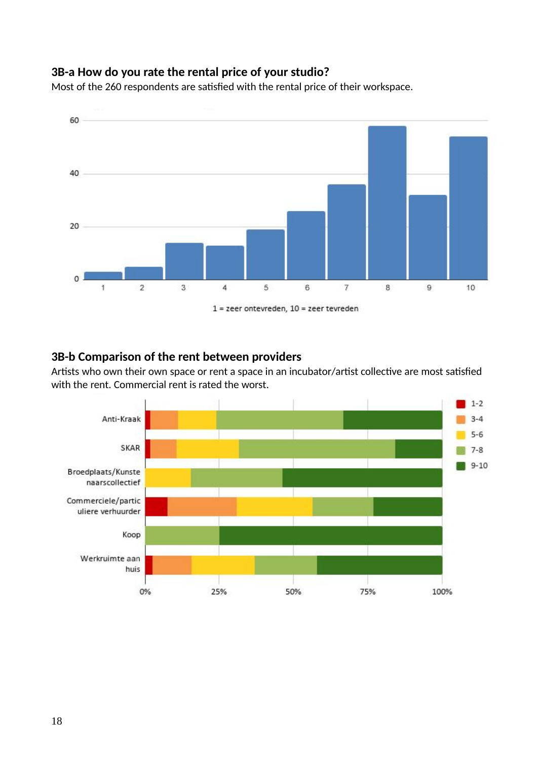### 3B-a How do you rate the rental price of your studio?

Most of the 260 respondents are satisfied with the rental price of their workspace.

### 3B-b Comparison of the rent between providers

Artists who own their own space or rent a space in an incubator/artist collective are most satisfied with the rent. Commercial rent is rated the worst.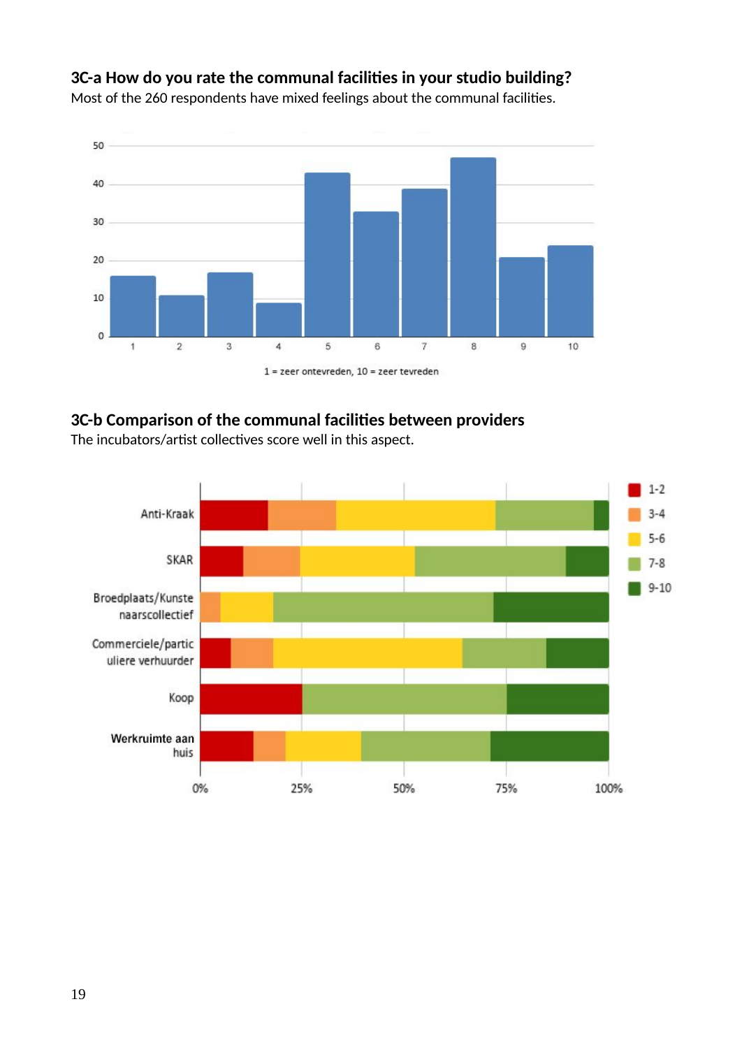### 3C-a How do you rate the communal facilities in your studio building?

Most of the 260 respondents have mixed feelings about the communal facilities.

### 3C-b Comparison of the communal facilities between providers

The incubators/artist collectives score well in this aspect.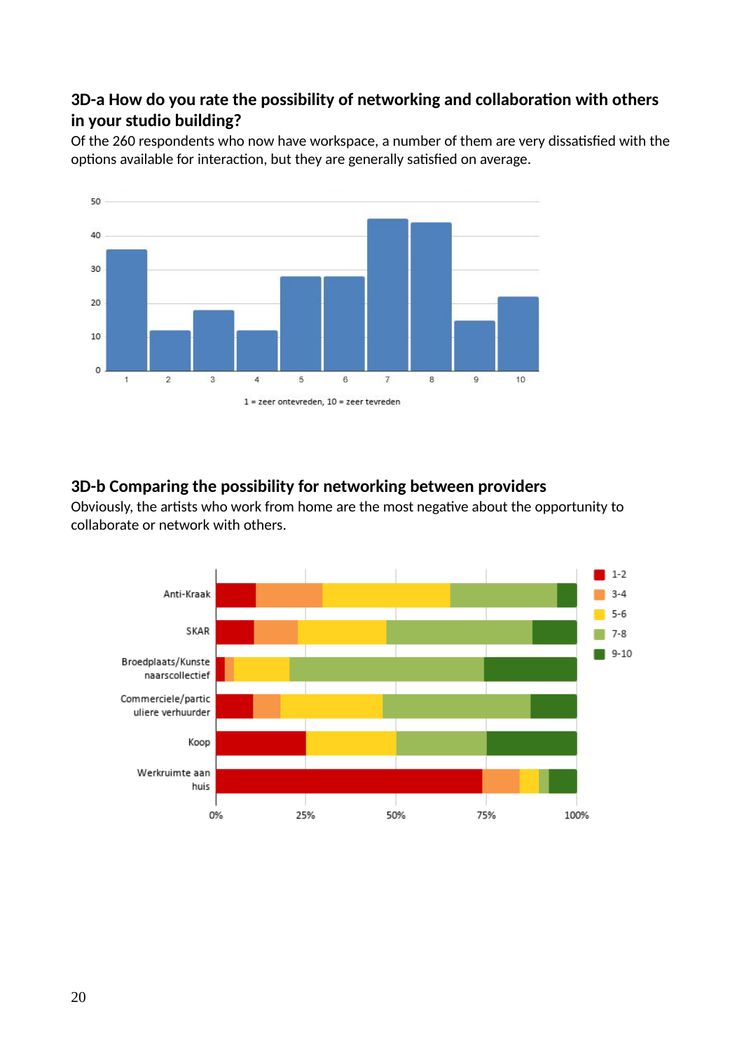### 3D-a How do you rate the possibility of networking and collaboration with others in your studio building?

Of the 260 respondents who now have workspace, a number of them are very dissatisfied with the options available for interaction, but they are generally satisfied on average.

1 = zeer ontevreden, 10 = zeer tevreden

### 3D-b Comparing the possibility for networking between providers

Obviously, the artists who work from home are the most negative about the opportunity to collaborate or network with others.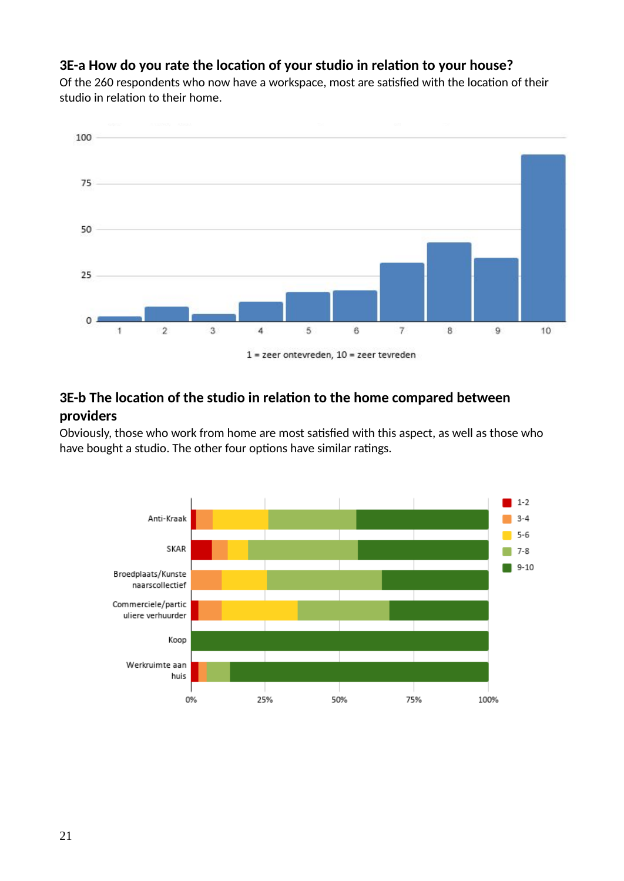### 3E-a How do you rate the location of your studio in relation to your house?

Of the 260 respondents who now have a workspace, most are satisfied with the location of their studio in relation to their home.

### 3E-b The location of the studio in relation to the home compared between providers

Obviously, those who work from home are most satisfied with this aspect, as well as those who have bought a studio. The other four options have similar ratings.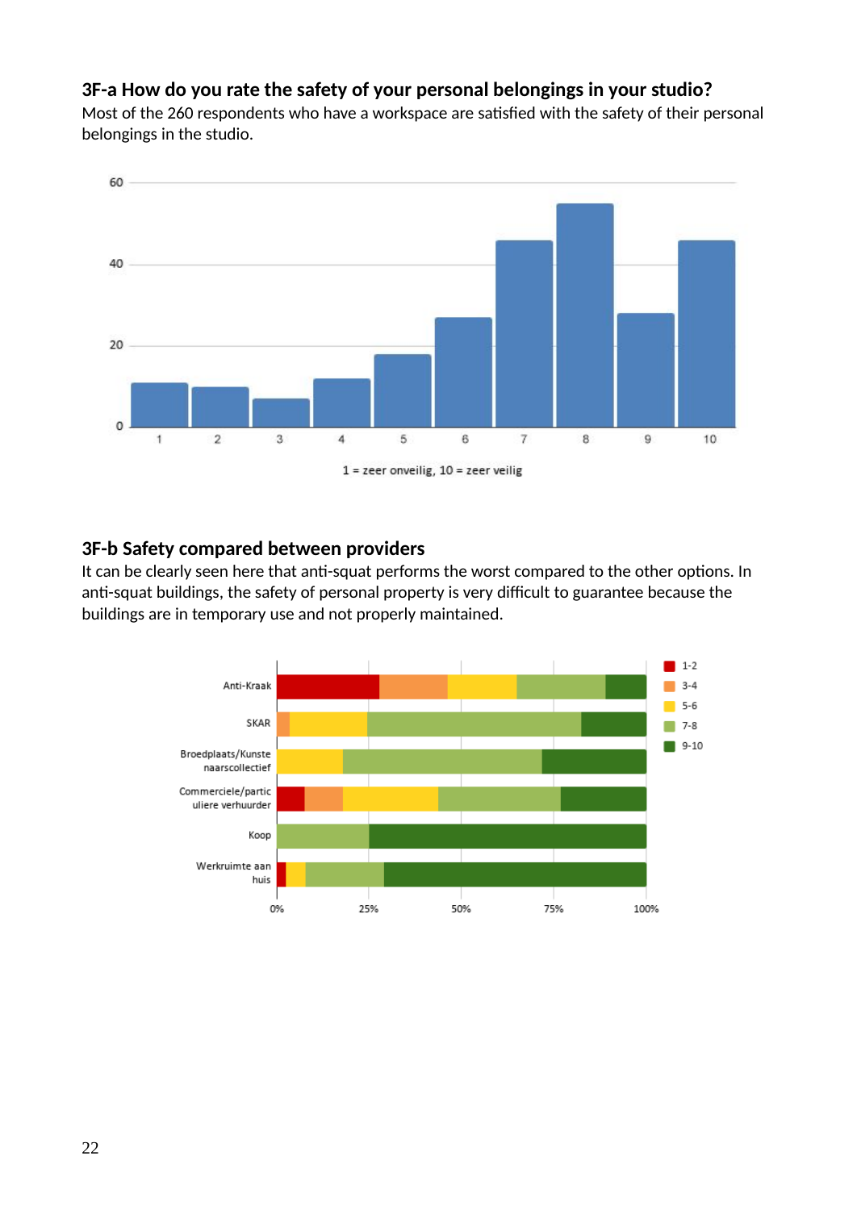### 3F-a How do you rate the safety of your personal belongings in your studio?

Most of the 260 respondents who have a workspace are satisfied with the safety of their personal belongings in the studio.

1 = zeer onveilig, 10 = zeer veilig

### 3F-b Safety compared between providers

It can be clearly seen here that anti-squat performs the worst compared to the other options. In anti-squat buildings, the safety of personal property is very difficult to guarantee because the buildings are in temporary use and not properly maintained.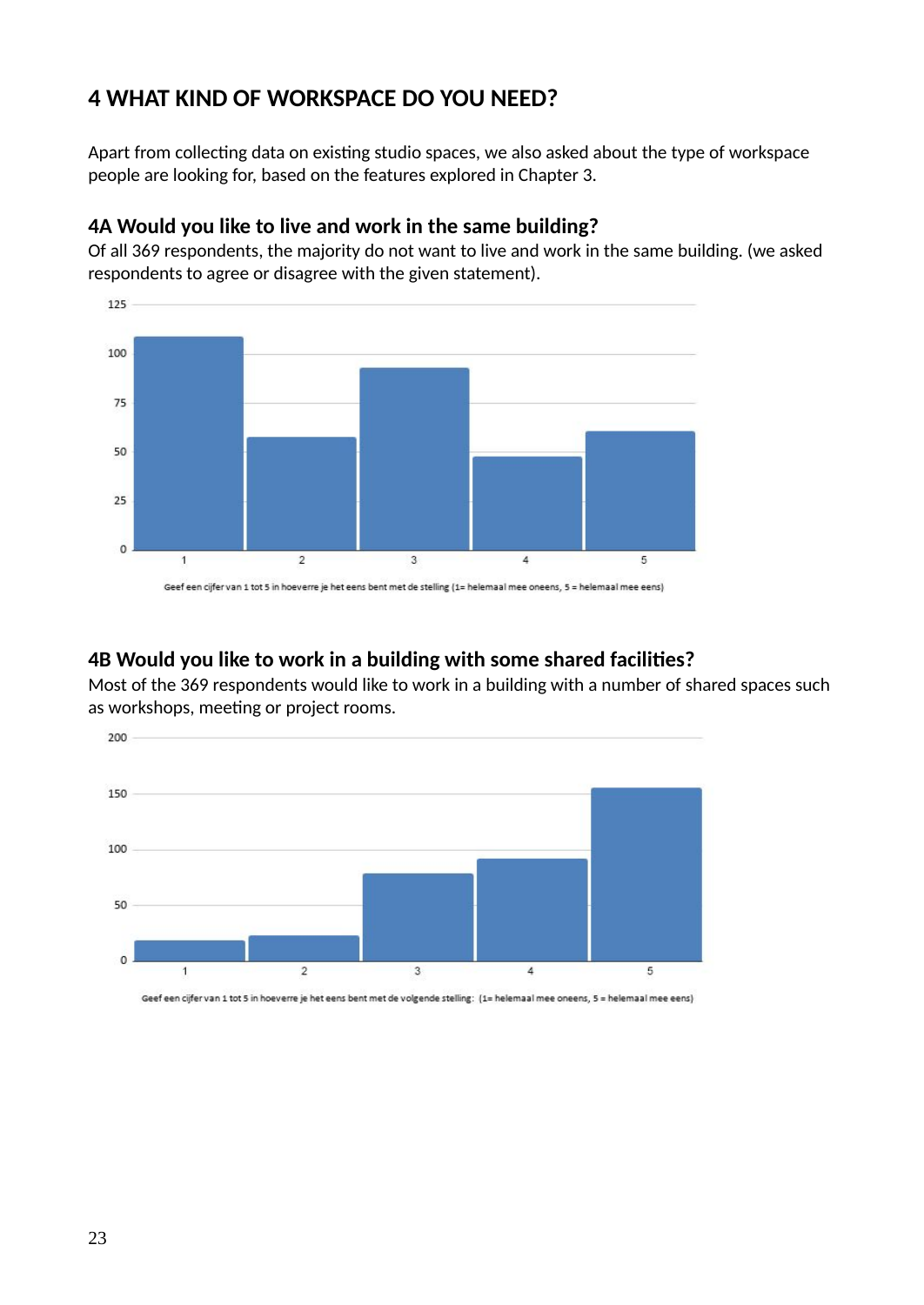## 4 WHAT KIND OF WORKSPACE DO YOU NEED?

Apart from collecting data on existing studio spaces, we also asked about the type of workspace people are looking for, based on the features explored in Chapter 3.

### 4A Would you like to live and work in the same building?

Of all 369 respondents, the majority do not want to live and work in the same building. (we asked respondents to agree or disagree with the given statement).

Geef een cijfer van 1 tot 5 in hoeverre je het eens bent met de stelling (1= helemaal mee oneens, 5 = helemaal mee eens)

### 4B Would you like to work in a building with some shared facilities?

Most of the 369 respondents would like to work in a building with a number of shared spaces such as workshops, meeting or project rooms.

Geef een cijfer van 1 tot 5 in hoeverre je het eens bent met de volgende stelling: (1= helemaal mee oneens, 5 = helemaal mee eens)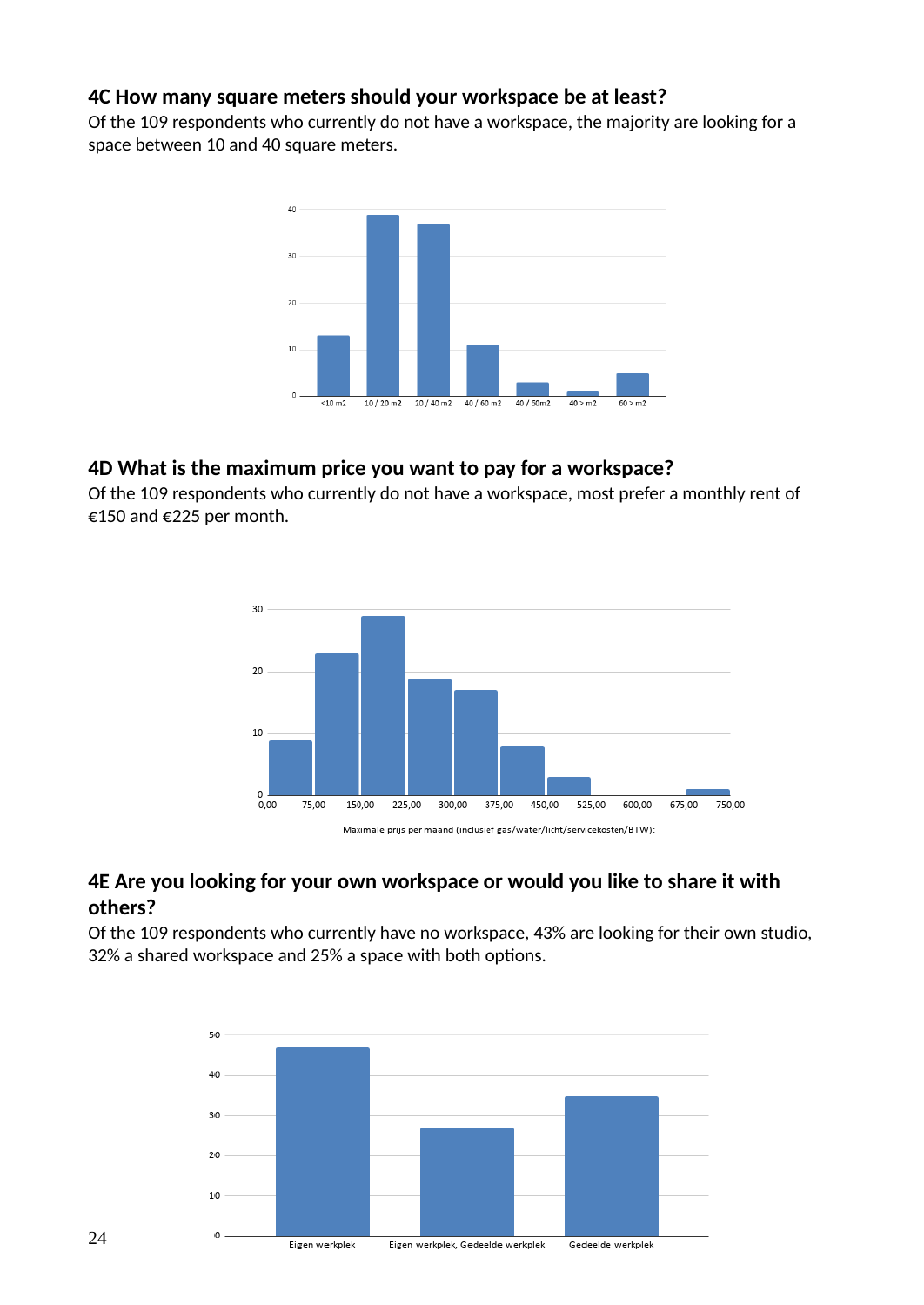### 4C How many square meters should your workspace be at least?

Of the 109 respondents who currently do not have a workspace, the majority are looking for a space between 10 and 40 square meters.

### 4D What is the maximum price you want to pay for a workspace?

Of the 109 respondents who currently do not have a workspace, most prefer a monthly rent of €150 and €225 per month.

### 4E Are you looking for your own workspace or would you like to share it with others?

Of the 109 respondents who currently have no workspace, 43% are looking for their own studio, 32% a shared workspace and 25% a space with both options.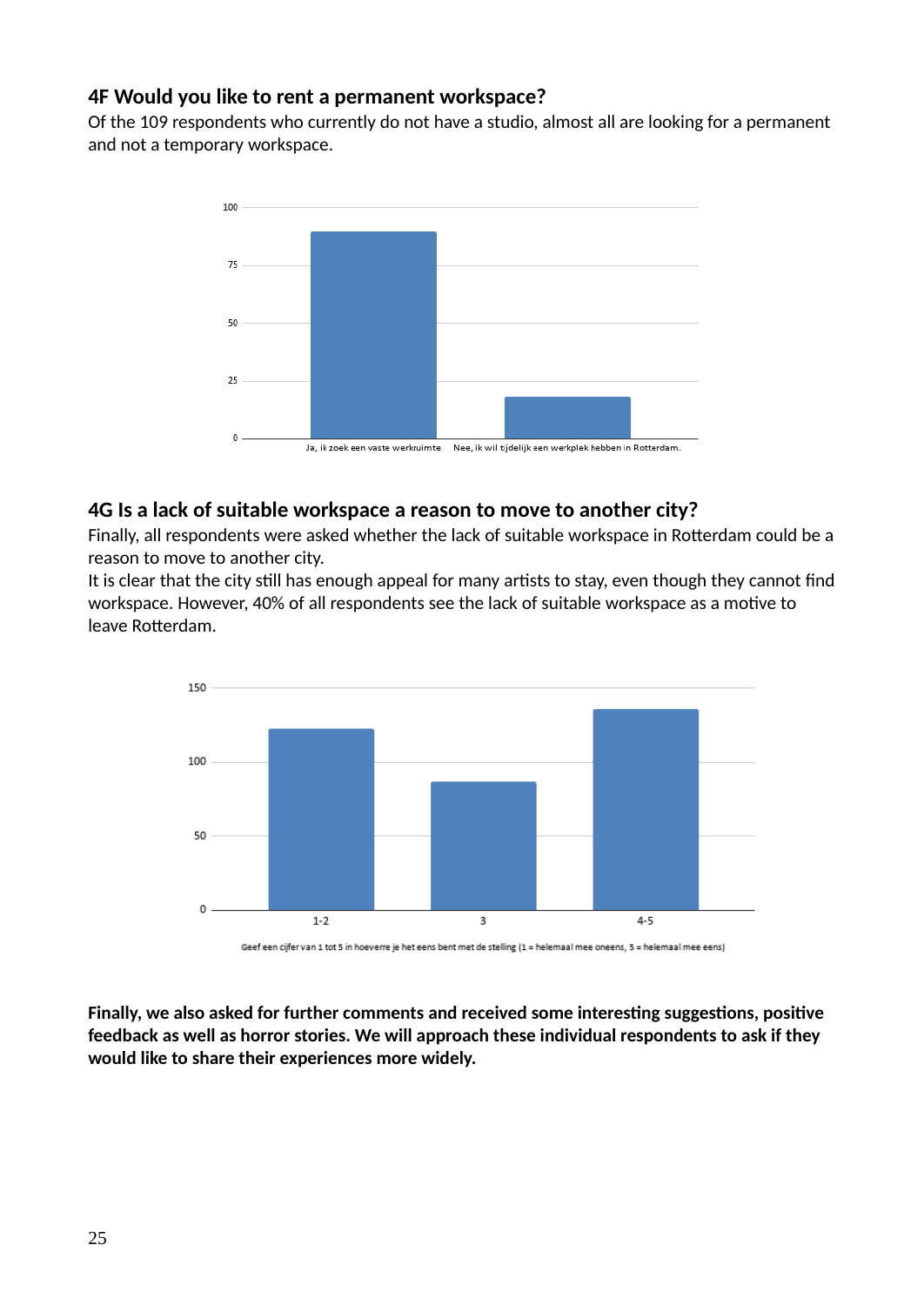### 4F Would you like to rent a permanent workspace?

Of the 109 respondents who currently do not have a studio, almost all are looking for a permanent and not a temporary workspace.

### 4G Is a lack of suitable workspace a reason to move to another city?

Finally, all respondents were asked whether the lack of suitable workspace in Rotterdam could be a reason to move to another city.
It is clear that the city still has enough appeal for many artists to stay, even though they cannot find workspace. However, 40% of all respondents see the lack of suitable workspace as a motive to leave Rotterdam.

**Finally, we also asked for further comments and received some interesting suggestions, positive feedback as well as horror stories. We will approach these individual respondents to ask if they would like to share their experiences more widely.**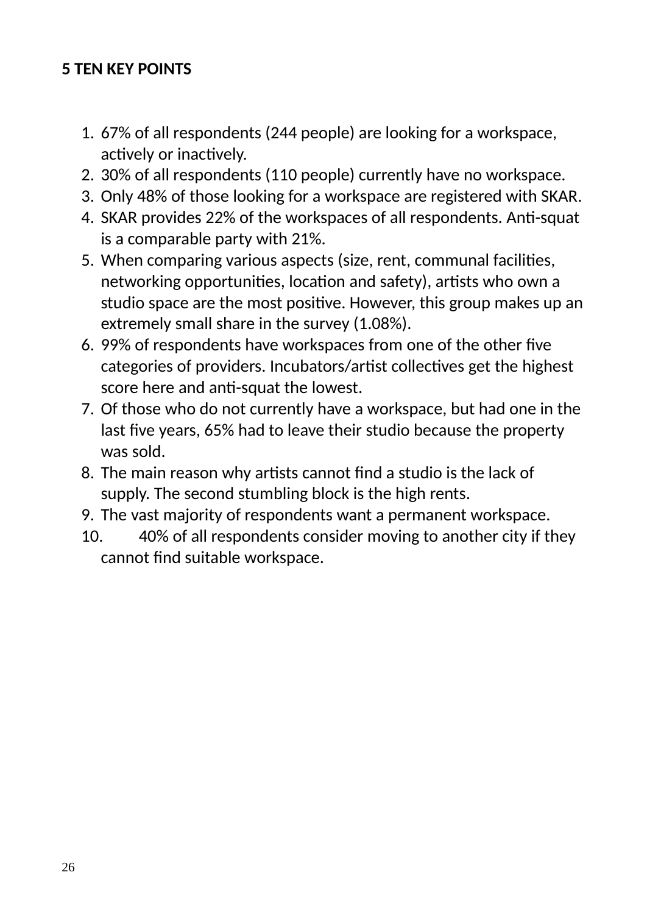## 5 TEN KEY POINTS

1. 67% of all respondents (244 people) are looking for a workspace, actively or inactively.
2. 30% of all respondents (110 people) currently have no workspace.
3. Only 48% of those looking for a workspace are registered with SKAR.
4. SKAR provides 22% of the workspaces of all respondents. Anti-squat is a comparable party with 21%.
5. When comparing various aspects (size, rent, communal facilities, networking opportunities, location and safety), artists who own a studio space are the most positive. However, this group makes up an extremely small share in the survey (1.08%).
6. 99% of respondents have workspaces from one of the other five categories of providers. Incubators/artist collectives get the highest score here and anti-squat the lowest.
7. Of those who do not currently have a workspace, but had one in the last five years, 65% had to leave their studio because the property was sold.
8. The main reason why artists cannot find a studio is the lack of supply. The second stumbling block is the high rents.
9. The vast majority of respondents want a permanent workspace.
10. 40% of all respondents consider moving to another city if they cannot find suitable workspace.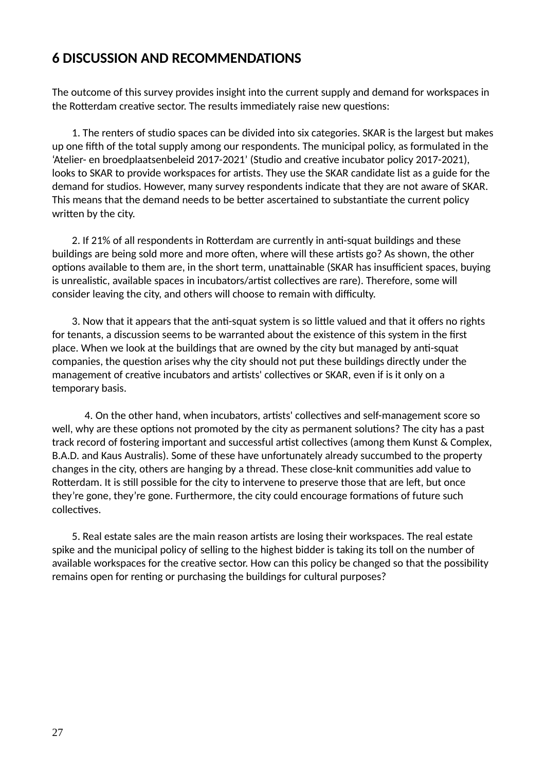# 6 DISCUSSION AND RECOMMENDATIONS

The outcome of this survey provides insight into the current supply and demand for workspaces in the Rotterdam creative sector. The results immediately raise new questions:

1. The renters of studio spaces can be divided into six categories. SKAR is the largest but makes up one fifth of the total supply among our respondents. The municipal policy, as formulated in the 'Atelier- en broedplaatsenbeleid 2017-2021' (Studio and creative incubator policy 2017-2021), looks to SKAR to provide workspaces for artists. They use the SKAR candidate list as a guide for the demand for studios. However, many survey respondents indicate that they are not aware of SKAR. This means that the demand needs to be better ascertained to substantiate the current policy written by the city.

2. If 21% of all respondents in Rotterdam are currently in anti-squat buildings and these buildings are being sold more and more often, where will these artists go? As shown, the other options available to them are, in the short term, unattainable (SKAR has insufficient spaces, buying is unrealistic, available spaces in incubators/artist collectives are rare). Therefore, some will consider leaving the city, and others will choose to remain with difficulty.

3. Now that it appears that the anti-squat system is so little valued and that it offers no rights for tenants, a discussion seems to be warranted about the existence of this system in the first place. When we look at the buildings that are owned by the city but managed by anti-squat companies, the question arises why the city should not put these buildings directly under the management of creative incubators and artists' collectives or SKAR, even if is it only on a temporary basis.

4. On the other hand, when incubators, artists' collectives and self-management score so well, why are these options not promoted by the city as permanent solutions? The city has a past track record of fostering important and successful artist collectives (among them Kunst & Complex, B.A.D. and Kaus Australis). Some of these have unfortunately already succumbed to the property changes in the city, others are hanging by a thread. These close-knit communities add value to Rotterdam. It is still possible for the city to intervene to preserve those that are left, but once they're gone, they're gone. Furthermore, the city could encourage formations of future such collectives.

5. Real estate sales are the main reason artists are losing their workspaces. The real estate spike and the municipal policy of selling to the highest bidder is taking its toll on the number of available workspaces for the creative sector. How can this policy be changed so that the possibility remains open for renting or purchasing the buildings for cultural purposes?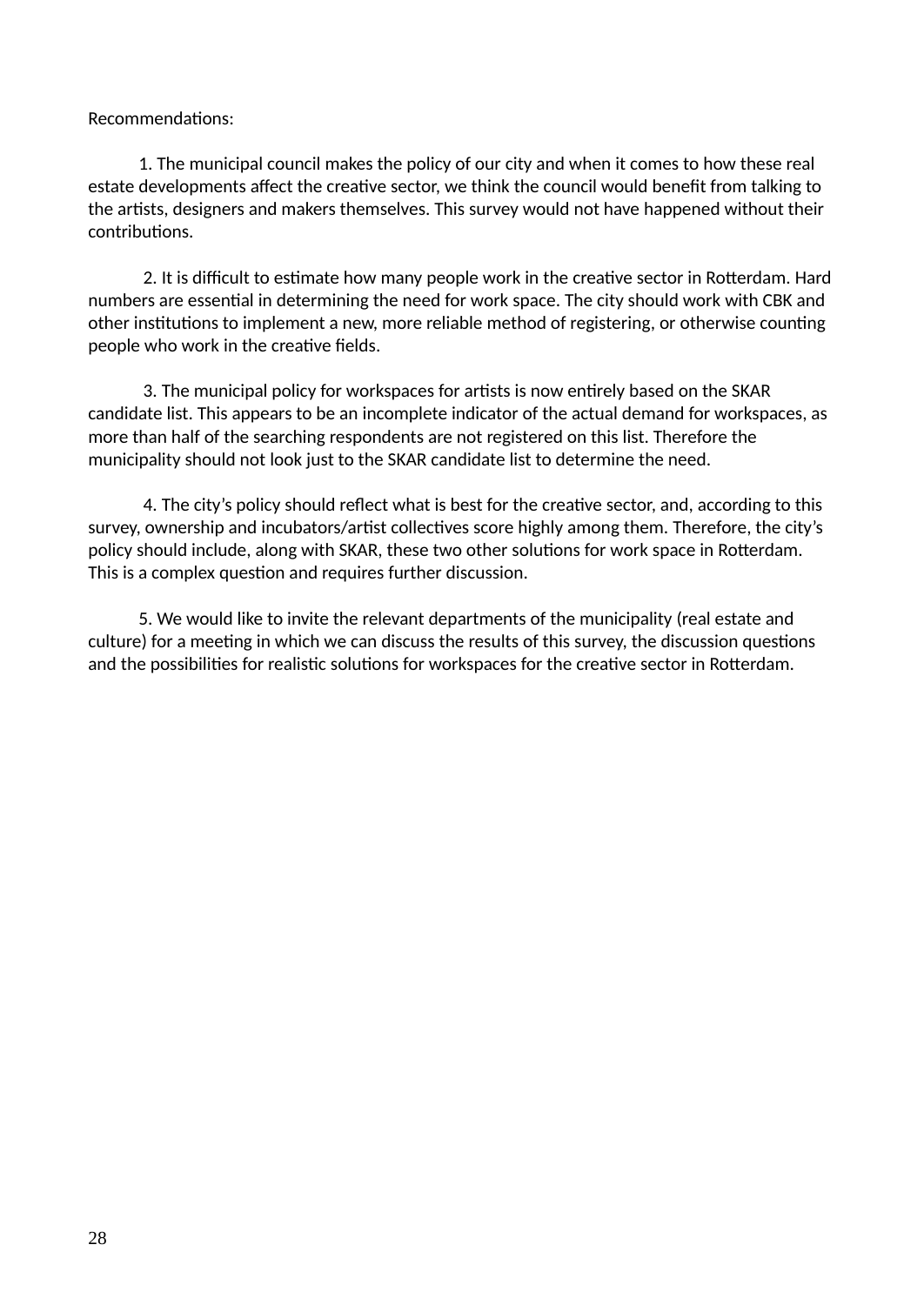Recommendations:

1. The municipal council makes the policy of our city and when it comes to how these real estate developments affect the creative sector, we think the council would benefit from talking to the artists, designers and makers themselves. This survey would not have happened without their contributions.

2. It is difficult to estimate how many people work in the creative sector in Rotterdam. Hard numbers are essential in determining the need for work space. The city should work with CBK and other institutions to implement a new, more reliable method of registering, or otherwise counting people who work in the creative fields.

3. The municipal policy for workspaces for artists is now entirely based on the SKAR candidate list. This appears to be an incomplete indicator of the actual demand for workspaces, as more than half of the searching respondents are not registered on this list. Therefore the municipality should not look just to the SKAR candidate list to determine the need.

4. The city's policy should reflect what is best for the creative sector, and, according to this survey, ownership and incubators/artist collectives score highly among them. Therefore, the city's policy should include, along with SKAR, these two other solutions for work space in Rotterdam. This is a complex question and requires further discussion.

5. We would like to invite the relevant departments of the municipality (real estate and culture) for a meeting in which we can discuss the results of this survey, the discussion questions and the possibilities for realistic solutions for workspaces for the creative sector in Rotterdam.